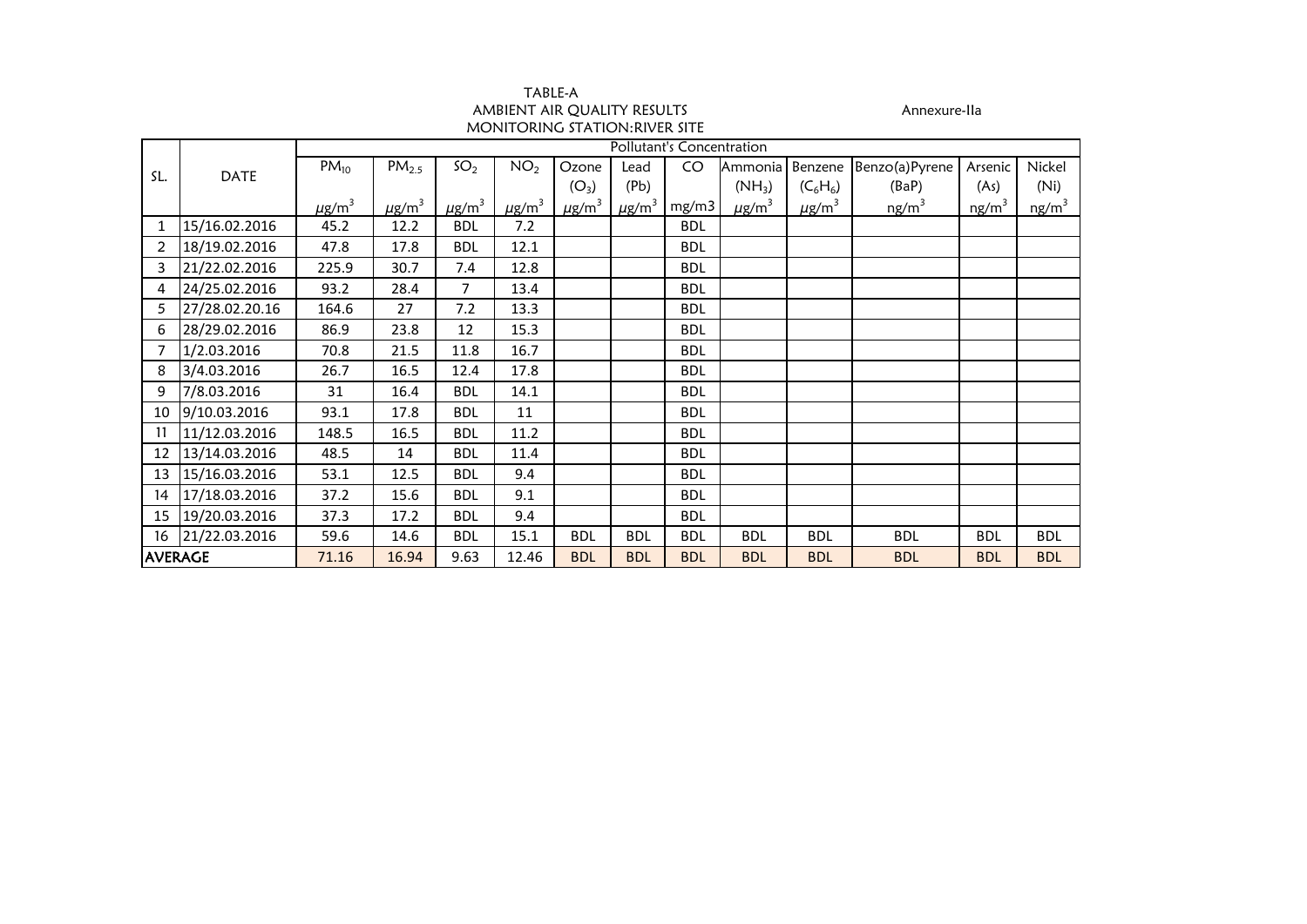TABLE-A

AMBIENT AIR QUALITY RESULTS

MONITORING STATION:RIVER SITE

Annexure-IIa

| SL. | DATE | Pollutant's Concentration | | | | | | | | | | | |
|---|---|---|---|---|---|---|---|---|---|---|---|---|---|
| | | $PM_{10}$ | $PM_{2.5}$ | $SO_2$ | $NO_2$ | Ozone ($O_3$) | Lead (Pb) | CO | Ammonia ($NH_3$) | Benzene ($C_6H_6$) | Benzo(a)Pyrene (BaP) | Arsenic (As) | Nickel (Ni) |
| | | $\mu g/m^3$ | $\mu g/m^3$ | $\mu g/m^3$ | $\mu g/m^3$ | $\mu g/m^3$ | $\mu g/m^3$ | mg/m3 | $\mu g/m^3$ | $\mu g/m^3$ | $ng/m^3$ | $ng/m^3$ | $ng/m^3$ |
| 1 | 15/16.02.2016 | 45.2 | 12.2 | BDL | 7.2 | | | BDL | | | | | |
| 2 | 18/19.02.2016 | 47.8 | 17.8 | BDL | 12.1 | | | BDL | | | | | |
| 3 | 21/22.02.2016 | 225.9 | 30.7 | 7.4 | 12.8 | | | BDL | | | | | |
| 4 | 24/25.02.2016 | 93.2 | 28.4 | 7 | 13.4 | | | BDL | | | | | |
| 5 | 27/28.02.20.16 | 164.6 | 27 | 7.2 | 13.3 | | | BDL | | | | | |
| 6 | 28/29.02.2016 | 86.9 | 23.8 | 12 | 15.3 | | | BDL | | | | | |
| 7 | 1/2.03.2016 | 70.8 | 21.5 | 11.8 | 16.7 | | | BDL | | | | | |
| 8 | 3/4.03.2016 | 26.7 | 16.5 | 12.4 | 17.8 | | | BDL | | | | | |
| 9 | 7/8.03.2016 | 31 | 16.4 | BDL | 14.1 | | | BDL | | | | | |
| 10 | 9/10.03.2016 | 93.1 | 17.8 | BDL | 11 | | | BDL | | | | | |
| 11 | 11/12.03.2016 | 148.5 | 16.5 | BDL | 11.2 | | | BDL | | | | | |
| 12 | 13/14.03.2016 | 48.5 | 14 | BDL | 11.4 | | | BDL | | | | | |
| 13 | 15/16.03.2016 | 53.1 | 12.5 | BDL | 9.4 | | | BDL | | | | | |
| 14 | 17/18.03.2016 | 37.2 | 15.6 | BDL | 9.1 | | | BDL | | | | | |
| 15 | 19/20.03.2016 | 37.3 | 17.2 | BDL | 9.4 | | | BDL | | | | | |
| 16 | 21/22.03.2016 | 59.6 | 14.6 | BDL | 15.1 | BDL | BDL | BDL | BDL | BDL | BDL | BDL | BDL |
| AVERAGE | | 71.16 | 16.94 | 9.63 | 12.46 | BDL | BDL | BDL | BDL | BDL | BDL | BDL | BDL |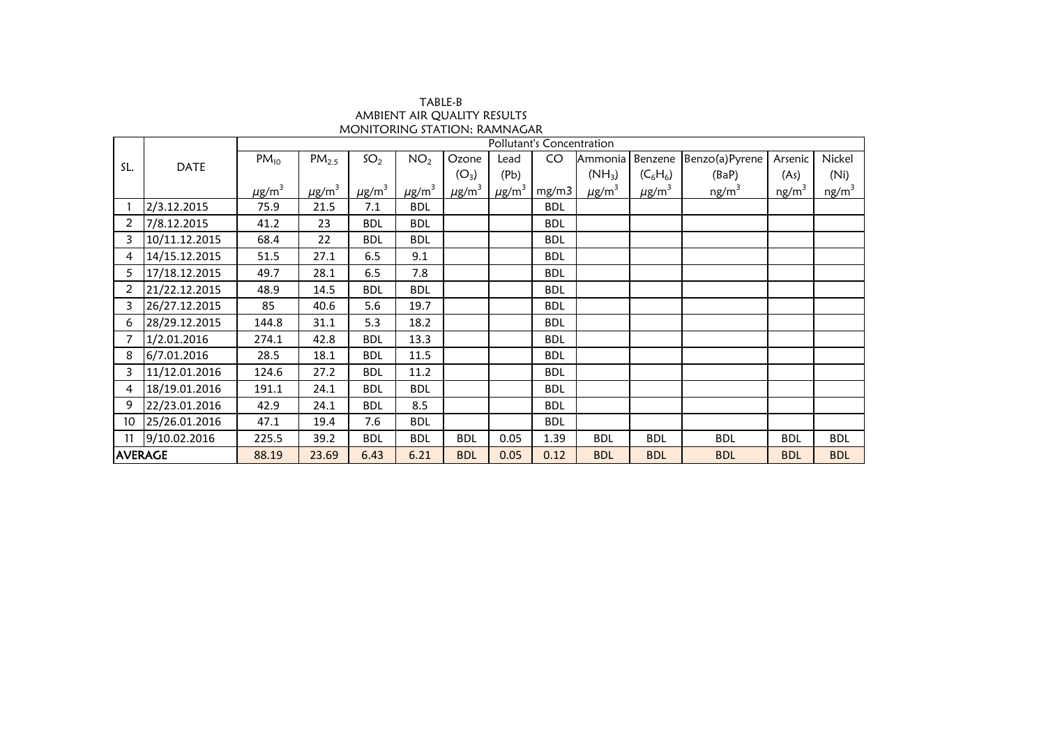TABLE-B

AMBIENT AIR QUALITY RESULTS

MONITORING STATION: RAMNAGAR

| SL. | DATE | Pollutant's Concentration | | | | | | | | | | | |
|---|---|---|---|---|---|---|---|---|---|---|---|---|---|
| | | $PM_{10}$ | $PM_{2.5}$ | $SO_2$ | $NO_2$ | Ozone ($O_3$) | Lead (Pb) | CO | Ammonia ($NH_3$) | Benzene ($C_6H_6$) | Benzo(a)Pyrene (BaP) | Arsenic (As) | Nickel (Ni) |
| | | $\mu g/m^3$ | $\mu g/m^3$ | $\mu g/m^3$ | $\mu g/m^3$ | $\mu g/m^3$ | $\mu g/m^3$ | mg/m3 | $\mu g/m^3$ | $\mu g/m^3$ | $ng/m^3$ | $ng/m^3$ | $ng/m^3$ |
| 1 | 2/3.12.2015 | 75.9 | 21.5 | 7.1 | BDL | | | BDL | | | | | |
| 2 | 7/8.12.2015 | 41.2 | 23 | BDL | BDL | | | BDL | | | | | |
| 3 | 10/11.12.2015 | 68.4 | 22 | BDL | BDL | | | BDL | | | | | |
| 4 | 14/15.12.2015 | 51.5 | 27.1 | 6.5 | 9.1 | | | BDL | | | | | |
| 5 | 17/18.12.2015 | 49.7 | 28.1 | 6.5 | 7.8 | | | BDL | | | | | |
| 2 | 21/22.12.2015 | 48.9 | 14.5 | BDL | BDL | | | BDL | | | | | |
| 3 | 26/27.12.2015 | 85 | 40.6 | 5.6 | 19.7 | | | BDL | | | | | |
| 6 | 28/29.12.2015 | 144.8 | 31.1 | 5.3 | 18.2 | | | BDL | | | | | |
| 7 | 1/2.01.2016 | 274.1 | 42.8 | BDL | 13.3 | | | BDL | | | | | |
| 8 | 6/7.01.2016 | 28.5 | 18.1 | BDL | 11.5 | | | BDL | | | | | |
| 3 | 11/12.01.2016 | 124.6 | 27.2 | BDL | 11.2 | | | BDL | | | | | |
| 4 | 18/19.01.2016 | 191.1 | 24.1 | BDL | BDL | | | BDL | | | | | |
| 9 | 22/23.01.2016 | 42.9 | 24.1 | BDL | 8.5 | | | BDL | | | | | |
| 10 | 25/26.01.2016 | 47.1 | 19.4 | 7.6 | BDL | | | BDL | | | | | |
| 11 | 9/10.02.2016 | 225.5 | 39.2 | BDL | BDL | BDL | 0.05 | 1.39 | BDL | BDL | BDL | BDL | BDL |
| AVERAGE | | 88.19 | 23.69 | 6.43 | 6.21 | BDL | 0.05 | 0.12 | BDL | BDL | BDL | BDL | BDL |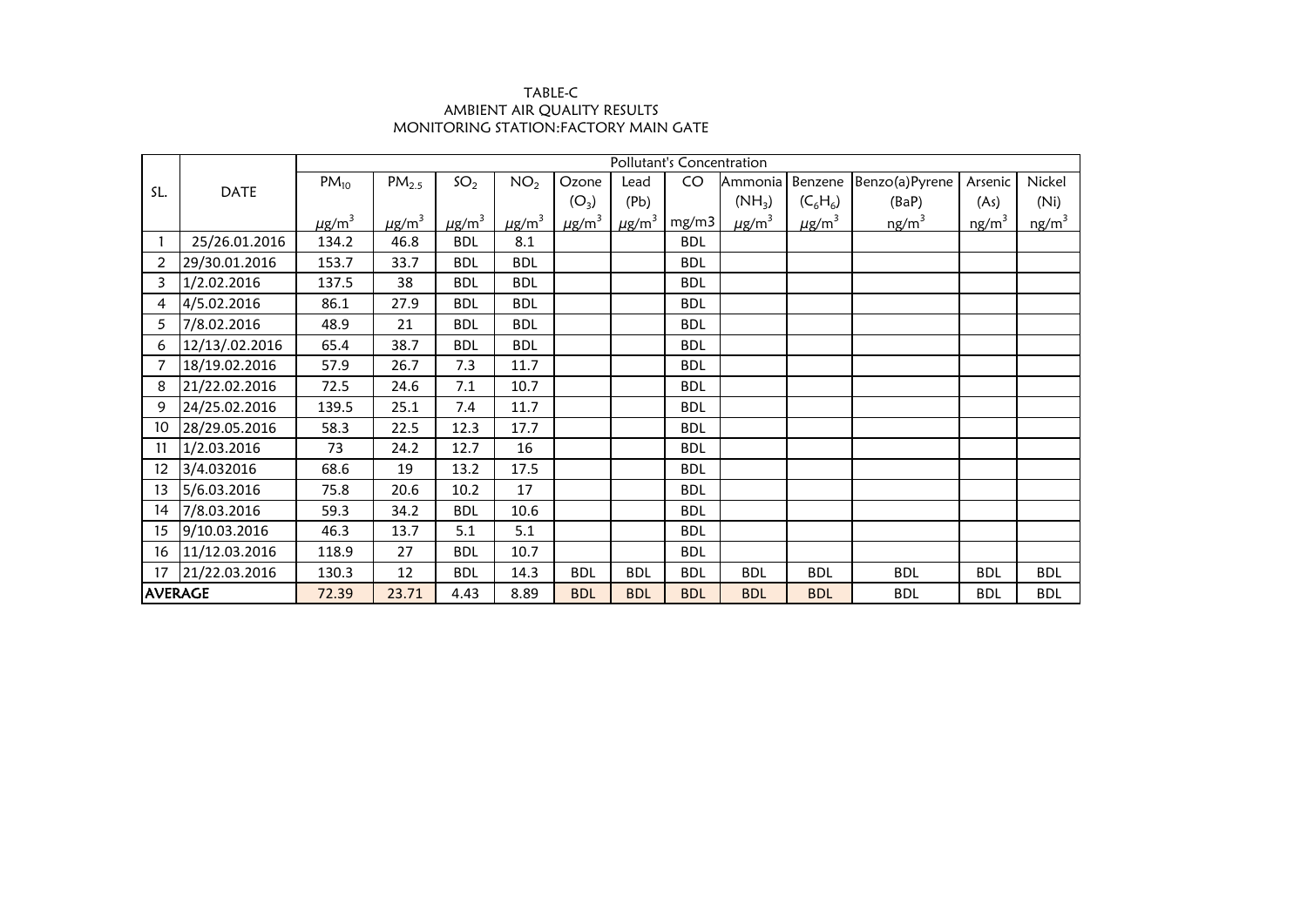TABLE-C

AMBIENT AIR QUALITY RESULTS

MONITORING STATION:FACTORY MAIN GATE

| SL. | DATE | Pollutant's Concentration | | | | | | | | | | | |
|---|---|---|---|---|---|---|---|---|---|---|---|---|---|
| | | $PM_{10}$ | $PM_{2.5}$ | $SO_2$ | $NO_2$ | Ozone ($O_3$) | Lead (Pb) | CO | Ammonia ($NH_3$) | Benzene ($C_6H_6$) | Benzo(a)Pyrene (BaP) | Arsenic (As) | Nickel (Ni) |
| | | $\mu g/m^3$ | $\mu g/m^3$ | $\mu g/m^3$ | $\mu g/m^3$ | $\mu g/m^3$ | $\mu g/m^3$ | mg/m3 | $\mu g/m^3$ | $\mu g/m^3$ | $ng/m^3$ | $ng/m^3$ | $ng/m^3$ |
| 1 | 25/26.01.2016 | 134.2 | 46.8 | BDL | 8.1 | | | BDL | | | | | |
| 2 | 29/30.01.2016 | 153.7 | 33.7 | BDL | BDL | | | BDL | | | | | |
| 3 | 1/2.02.2016 | 137.5 | 38 | BDL | BDL | | | BDL | | | | | |
| 4 | 4/5.02.2016 | 86.1 | 27.9 | BDL | BDL | | | BDL | | | | | |
| 5 | 7/8.02.2016 | 48.9 | 21 | BDL | BDL | | | BDL | | | | | |
| 6 | 12/13/.02.2016 | 65.4 | 38.7 | BDL | BDL | | | BDL | | | | | |
| 7 | 18/19.02.2016 | 57.9 | 26.7 | 7.3 | 11.7 | | | BDL | | | | | |
| 8 | 21/22.02.2016 | 72.5 | 24.6 | 7.1 | 10.7 | | | BDL | | | | | |
| 9 | 24/25.02.2016 | 139.5 | 25.1 | 7.4 | 11.7 | | | BDL | | | | | |
| 10 | 28/29.05.2016 | 58.3 | 22.5 | 12.3 | 17.7 | | | BDL | | | | | |
| 11 | 1/2.03.2016 | 73 | 24.2 | 12.7 | 16 | | | BDL | | | | | |
| 12 | 3/4.032016 | 68.6 | 19 | 13.2 | 17.5 | | | BDL | | | | | |
| 13 | 5/6.03.2016 | 75.8 | 20.6 | 10.2 | 17 | | | BDL | | | | | |
| 14 | 7/8.03.2016 | 59.3 | 34.2 | BDL | 10.6 | | | BDL | | | | | |
| 15 | 9/10.03.2016 | 46.3 | 13.7 | 5.1 | 5.1 | | | BDL | | | | | |
| 16 | 11/12.03.2016 | 118.9 | 27 | BDL | 10.7 | | | BDL | | | | | |
| 17 | 21/22.03.2016 | 130.3 | 12 | BDL | 14.3 | BDL | BDL | BDL | BDL | BDL | BDL | BDL | BDL |
| AVERAGE | | 72.39 | 23.71 | 4.43 | 8.89 | BDL | BDL | BDL | BDL | BDL | BDL | BDL | BDL |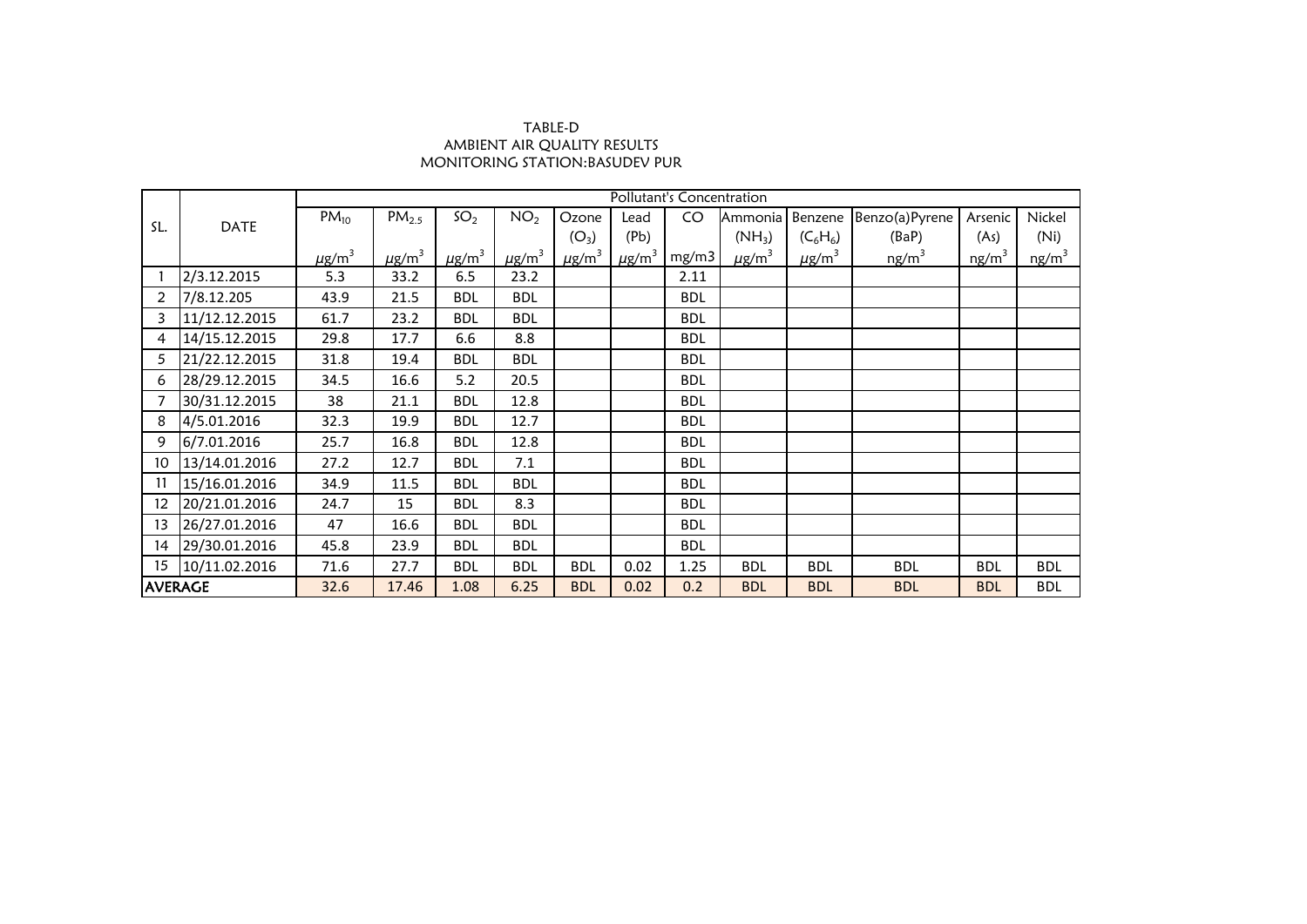TABLE-D

AMBIENT AIR QUALITY RESULTS

MONITORING STATION:BASUDEV PUR

| SL. | DATE | Pollutant's Concentration | | | | | | | | | | | |
|---|---|---|---|---|---|---|---|---|---|---|---|---|---|
| | | $PM_{10}$ | $PM_{2.5}$ | $SO_2$ | $NO_2$ | Ozone ($O_3$) | Lead (Pb) | CO | Ammonia ($NH_3$) | Benzene ($C_6H_6$) | Benzo(a)Pyrene (BaP) | Arsenic (As) | Nickel (Ni) |
| | | $\mu g/m^3$ | $\mu g/m^3$ | $\mu g/m^3$ | $\mu g/m^3$ | $\mu g/m^3$ | $\mu g/m^3$ | mg/m3 | $\mu g/m^3$ | $\mu g/m^3$ | $ng/m^3$ | $ng/m^3$ | $ng/m^3$ |
| 1 | 2/3.12.2015 | 5.3 | 33.2 | 6.5 | 23.2 | | | 2.11 | | | | | |
| 2 | 7/8.12.205 | 43.9 | 21.5 | BDL | BDL | | | BDL | | | | | |
| 3 | 11/12.12.2015 | 61.7 | 23.2 | BDL | BDL | | | BDL | | | | | |
| 4 | 14/15.12.2015 | 29.8 | 17.7 | 6.6 | 8.8 | | | BDL | | | | | |
| 5 | 21/22.12.2015 | 31.8 | 19.4 | BDL | BDL | | | BDL | | | | | |
| 6 | 28/29.12.2015 | 34.5 | 16.6 | 5.2 | 20.5 | | | BDL | | | | | |
| 7 | 30/31.12.2015 | 38 | 21.1 | BDL | 12.8 | | | BDL | | | | | |
| 8 | 4/5.01.2016 | 32.3 | 19.9 | BDL | 12.7 | | | BDL | | | | | |
| 9 | 6/7.01.2016 | 25.7 | 16.8 | BDL | 12.8 | | | BDL | | | | | |
| 10 | 13/14.01.2016 | 27.2 | 12.7 | BDL | 7.1 | | | BDL | | | | | |
| 11 | 15/16.01.2016 | 34.9 | 11.5 | BDL | BDL | | | BDL | | | | | |
| 12 | 20/21.01.2016 | 24.7 | 15 | BDL | 8.3 | | | BDL | | | | | |
| 13 | 26/27.01.2016 | 47 | 16.6 | BDL | BDL | | | BDL | | | | | |
| 14 | 29/30.01.2016 | 45.8 | 23.9 | BDL | BDL | | | BDL | | | | | |
| 15 | 10/11.02.2016 | 71.6 | 27.7 | BDL | BDL | BDL | 0.02 | 1.25 | BDL | BDL | BDL | BDL | BDL |
| AVERAGE | | 32.6 | 17.46 | 1.08 | 6.25 | BDL | 0.02 | 0.2 | BDL | BDL | BDL | BDL | BDL |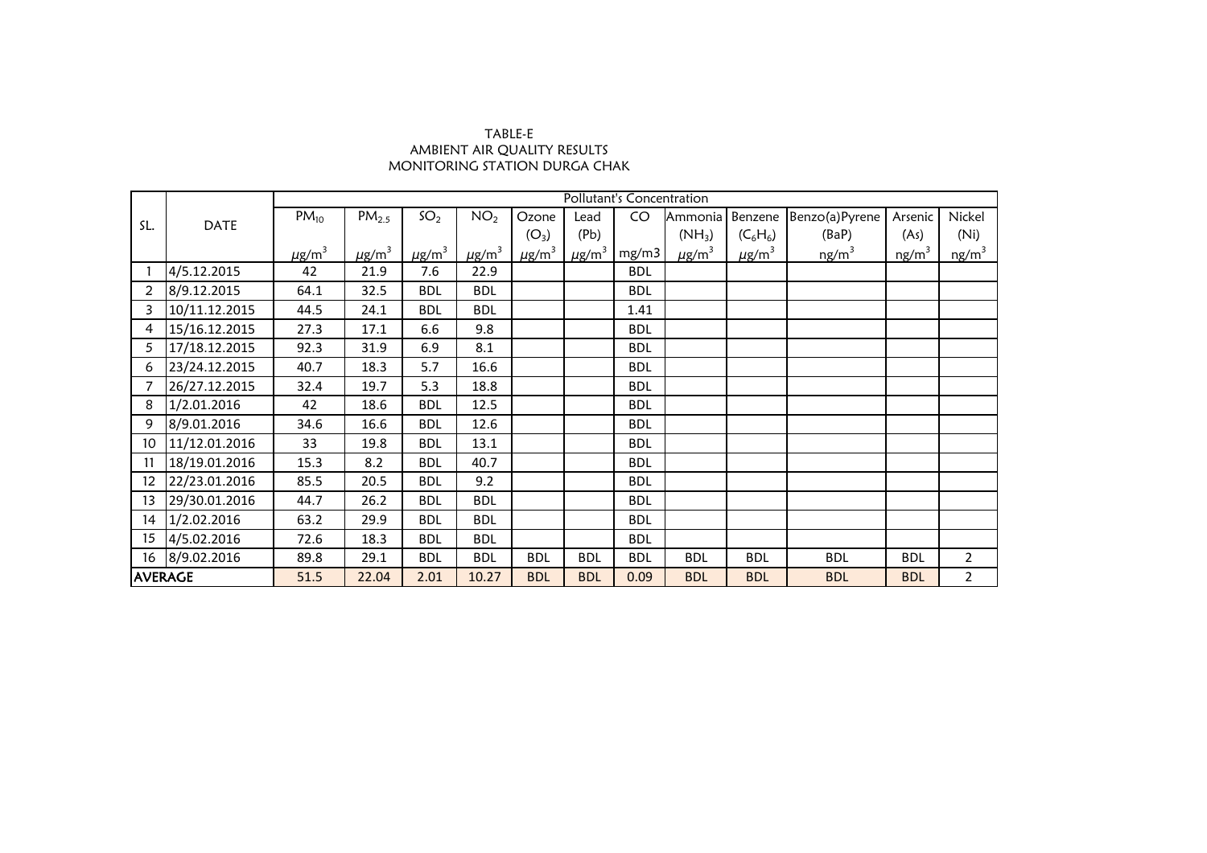TABLE-E

AMBIENT AIR QUALITY RESULTS

MONITORING STATION DURGA CHAK

| SL. | DATE | Pollutant's Concentration | | | | | | | | | | | |
|---|---|---|---|---|---|---|---|---|---|---|---|---|---|
| | | $PM_{10}$ | $PM_{2.5}$ | $SO_2$ | $NO_2$ | Ozone ($O_3$) | Lead (Pb) | CO | Ammonia ($NH_3$) | Benzene ($C_6H_6$) | Benzo(a)Pyrene (BaP) | Arsenic (As) | Nickel (Ni) |
| | | $\mu g/m^3$ | $\mu g/m^3$ | $\mu g/m^3$ | $\mu g/m^3$ | $\mu g/m^3$ | $\mu g/m^3$ | mg/m3 | $\mu g/m^3$ | $\mu g/m^3$ | $ng/m^3$ | $ng/m^3$ | $ng/m^3$ |
| 1 | 4/5.12.2015 | 42 | 21.9 | 7.6 | 22.9 | | | BDL | | | | | |
| 2 | 8/9.12.2015 | 64.1 | 32.5 | BDL | BDL | | | BDL | | | | | |
| 3 | 10/11.12.2015 | 44.5 | 24.1 | BDL | BDL | | | 1.41 | | | | | |
| 4 | 15/16.12.2015 | 27.3 | 17.1 | 6.6 | 9.8 | | | BDL | | | | | |
| 5 | 17/18.12.2015 | 92.3 | 31.9 | 6.9 | 8.1 | | | BDL | | | | | |
| 6 | 23/24.12.2015 | 40.7 | 18.3 | 5.7 | 16.6 | | | BDL | | | | | |
| 7 | 26/27.12.2015 | 32.4 | 19.7 | 5.3 | 18.8 | | | BDL | | | | | |
| 8 | 1/2.01.2016 | 42 | 18.6 | BDL | 12.5 | | | BDL | | | | | |
| 9 | 8/9.01.2016 | 34.6 | 16.6 | BDL | 12.6 | | | BDL | | | | | |
| 10 | 11/12.01.2016 | 33 | 19.8 | BDL | 13.1 | | | BDL | | | | | |
| 11 | 18/19.01.2016 | 15.3 | 8.2 | BDL | 40.7 | | | BDL | | | | | |
| 12 | 22/23.01.2016 | 85.5 | 20.5 | BDL | 9.2 | | | BDL | | | | | |
| 13 | 29/30.01.2016 | 44.7 | 26.2 | BDL | BDL | | | BDL | | | | | |
| 14 | 1/2.02.2016 | 63.2 | 29.9 | BDL | BDL | | | BDL | | | | | |
| 15 | 4/5.02.2016 | 72.6 | 18.3 | BDL | BDL | | | BDL | | | | | |
| 16 | 8/9.02.2016 | 89.8 | 29.1 | BDL | BDL | BDL | BDL | BDL | BDL | BDL | BDL | BDL | 2 |
| AVERAGE | | 51.5 | 22.04 | 2.01 | 10.27 | BDL | BDL | 0.09 | BDL | BDL | BDL | BDL | 2 |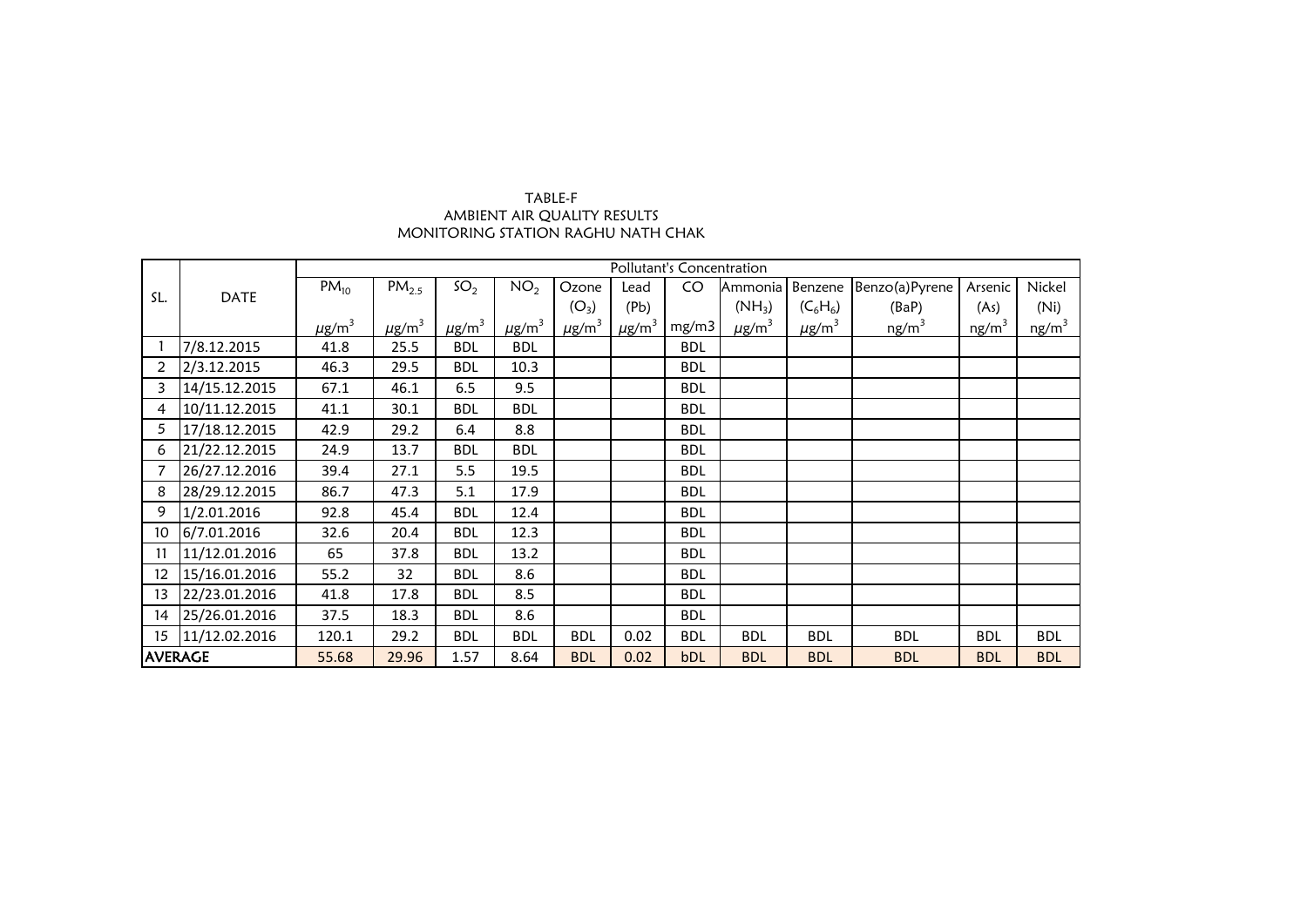TABLE-F

AMBIENT AIR QUALITY RESULTS

MONITORING STATION RAGHU NATH CHAK

| SL. | DATE | Pollutant's Concentration | | | | | | | | | | | |
|---|---|---|---|---|---|---|---|---|---|---|---|---|---|
| | | $PM_{10}$ | $PM_{2.5}$ | $SO_2$ | $NO_2$ | Ozone ($O_3$) | Lead (Pb) | CO | Ammonia ($NH_3$) | Benzene ($C_6H_6$) | Benzo(a)Pyrene (BaP) | Arsenic (As) | Nickel (Ni) |
| | | $\mu g/m^3$ | $\mu g/m^3$ | $\mu g/m^3$ | $\mu g/m^3$ | $\mu g/m^3$ | $\mu g/m^3$ | mg/m3 | $\mu g/m^3$ | $\mu g/m^3$ | $ng/m^3$ | $ng/m^3$ | $ng/m^3$ |
| 1 | 7/8.12.2015 | 41.8 | 25.5 | BDL | BDL | | | BDL | | | | | |
| 2 | 2/3.12.2015 | 46.3 | 29.5 | BDL | 10.3 | | | BDL | | | | | |
| 3 | 14/15.12.2015 | 67.1 | 46.1 | 6.5 | 9.5 | | | BDL | | | | | |
| 4 | 10/11.12.2015 | 41.1 | 30.1 | BDL | BDL | | | BDL | | | | | |
| 5 | 17/18.12.2015 | 42.9 | 29.2 | 6.4 | 8.8 | | | BDL | | | | | |
| 6 | 21/22.12.2015 | 24.9 | 13.7 | BDL | BDL | | | BDL | | | | | |
| 7 | 26/27.12.2016 | 39.4 | 27.1 | 5.5 | 19.5 | | | BDL | | | | | |
| 8 | 28/29.12.2015 | 86.7 | 47.3 | 5.1 | 17.9 | | | BDL | | | | | |
| 9 | 1/2.01.2016 | 92.8 | 45.4 | BDL | 12.4 | | | BDL | | | | | |
| 10 | 6/7.01.2016 | 32.6 | 20.4 | BDL | 12.3 | | | BDL | | | | | |
| 11 | 11/12.01.2016 | 65 | 37.8 | BDL | 13.2 | | | BDL | | | | | |
| 12 | 15/16.01.2016 | 55.2 | 32 | BDL | 8.6 | | | BDL | | | | | |
| 13 | 22/23.01.2016 | 41.8 | 17.8 | BDL | 8.5 | | | BDL | | | | | |
| 14 | 25/26.01.2016 | 37.5 | 18.3 | BDL | 8.6 | | | BDL | | | | | |
| 15 | 11/12.02.2016 | 120.1 | 29.2 | BDL | BDL | BDL | 0.02 | BDL | BDL | BDL | BDL | BDL | BDL |
| AVERAGE | | 55.68 | 29.96 | 1.57 | 8.64 | BDL | 0.02 | bDL | BDL | BDL | BDL | BDL | BDL |